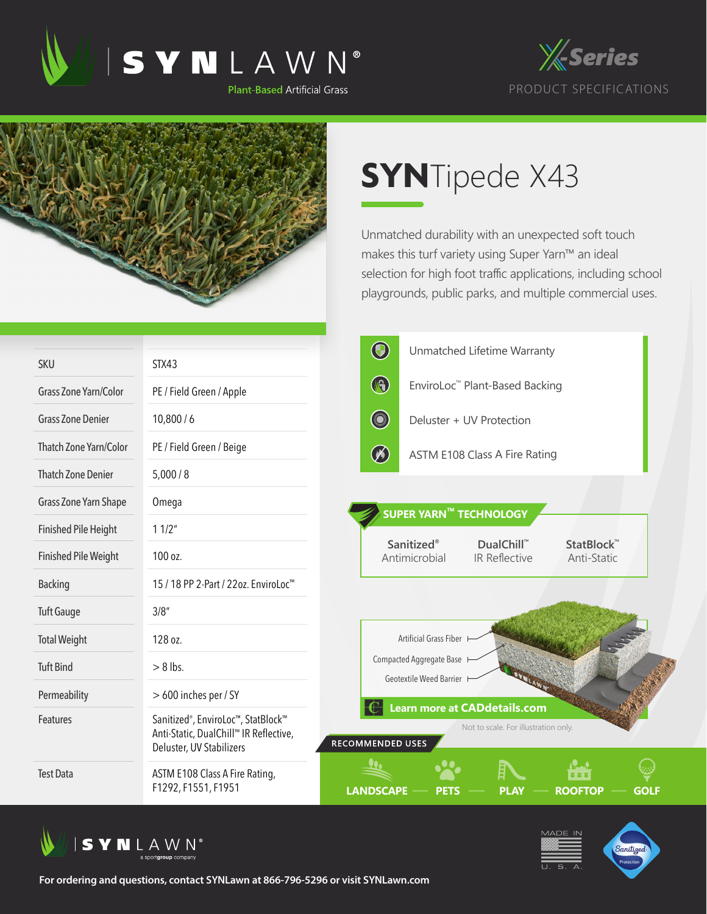# SYNLAWN®

Plant-Based Artificial Grass

X-Series

PRODUCT SPECIFICATIONS

## SYNTipede X43

Unmatched durability with an unexpected soft touch makes this turf variety using Super Yarn™ an ideal selection for high foot traffic applications, including school playgrounds, public parks, and multiple commercial uses.

| | |
|---|---|
| SKU | STX43 |
| Grass Zone Yarn/Color | PE / Field Green / Apple |
| Grass Zone Denier | 10,800 / 6 |
| Thatch Zone Yarn/Color | PE / Field Green / Beige |
| Thatch Zone Denier | 5,000 / 8 |
| Grass Zone Yarn Shape | Omega |
| Finished Pile Height | 1 1/2" |
| Finished Pile Weight | 100 oz. |
| Backing | 15 / 18 PP 2-Part / 22oz. EnviroLoc™ |
| Tuft Gauge | 3/8" |
| Total Weight | 128 oz. |
| Tuft Bind | > 8 lbs. |
| Permeability | > 600 inches per / SY |
| Features | Sanitized®, EnviroLoc™, StatBlock™ Anti-Static, DualChill™ IR Reflective, Deluster, UV Stabilizers |
| Test Data | ASTM E108 Class A Fire Rating, F1292, F1551, F1951 |

- Unmatched Lifetime Warranty
- EnviroLoc™ Plant-Based Backing
- Deluster + UV Protection
- ASTM E108 Class A Fire Rating

### SUPER YARN™ TECHNOLOGY

- Sanitized® Antimicrobial
- DualChill™ IR Reflective
- StatBlock™ Anti-Static

Artificial Grass Fiber
Compacted Aggregate Base
Geotextile Weed Barrier

**Learn more at CADdetails.com**

Not to scale. For illustration only.

### RECOMMENDED USES

LANDSCAPE — PETS — PLAY — ROOFTOP — GOLF

SYNLAWN® a sportgroup company

MADE IN U. S. A.

Sanitized® Protection

**For ordering and questions, contact SYNLawn at 866-796-5296 or visit SYNLawn.com**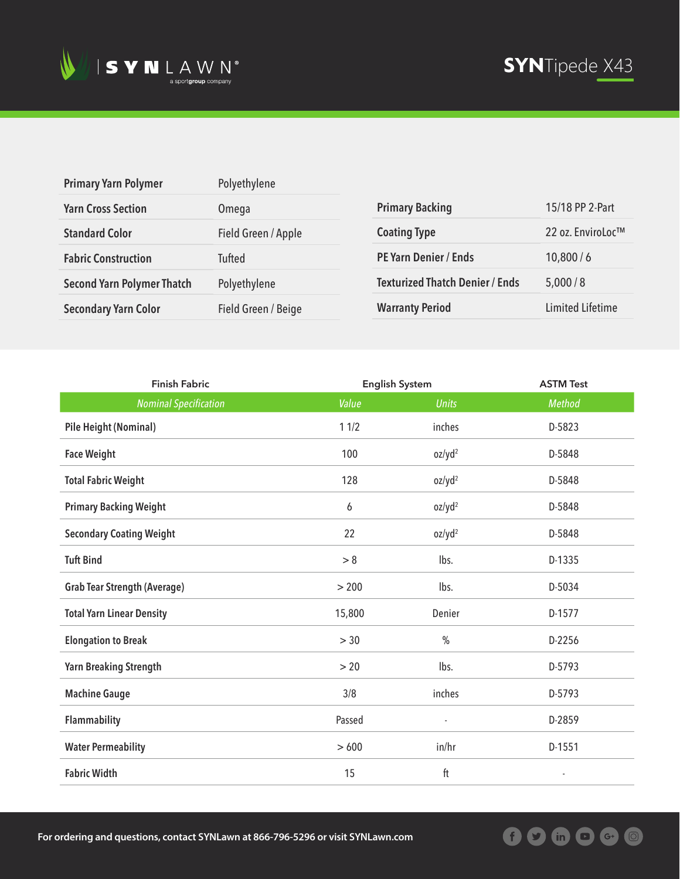# SYNLAWN

a sportgroup company

## SYNTipede X43

| | |
|---|---|
| Primary Yarn Polymer | Polyethylene |
| Yarn Cross Section | Omega |
| Standard Color | Field Green / Apple |
| Fabric Construction | Tufted |
| Second Yarn Polymer Thatch | Polyethylene |
| Secondary Yarn Color | Field Green / Beige |

| | |
|---|---|
| Primary Backing | 15/18 PP 2-Part |
| Coating Type | 22 oz. EnviroLoc™ |
| PE Yarn Denier / Ends | 10,800 / 6 |
| Texturized Thatch Denier / Ends | 5,000 / 8 |
| Warranty Period | Limited Lifetime |

| Finish Fabric | English System | | ASTM Test |
|---|---|---|---|
| *Nominal Specification* | *Value* | *Units* | *Method* |
| Pile Height (Nominal) | 1 1/2 | inches | D-5823 |
| Face Weight | 100 | $oz/yd^2$ | D-5848 |
| Total Fabric Weight | 128 | $oz/yd^2$ | D-5848 |
| Primary Backing Weight | 6 | $oz/yd^2$ | D-5848 |
| Secondary Coating Weight | 22 | $oz/yd^2$ | D-5848 |
| Tuft Bind | > 8 | lbs. | D-1335 |
| Grab Tear Strength (Average) | > 200 | lbs. | D-5034 |
| Total Yarn Linear Density | 15,800 | Denier | D-1577 |
| Elongation to Break | > 30 | % | D-2256 |
| Yarn Breaking Strength | > 20 | lbs. | D-5793 |
| Machine Gauge | 3/8 | inches | D-5793 |
| Flammability | Passed | - | D-2859 |
| Water Permeability | > 600 | in/hr | D-1551 |
| Fabric Width | 15 | ft | - |

For ordering and questions, contact SYNLawn at 866-796-5296 or visit SYNLawn.com